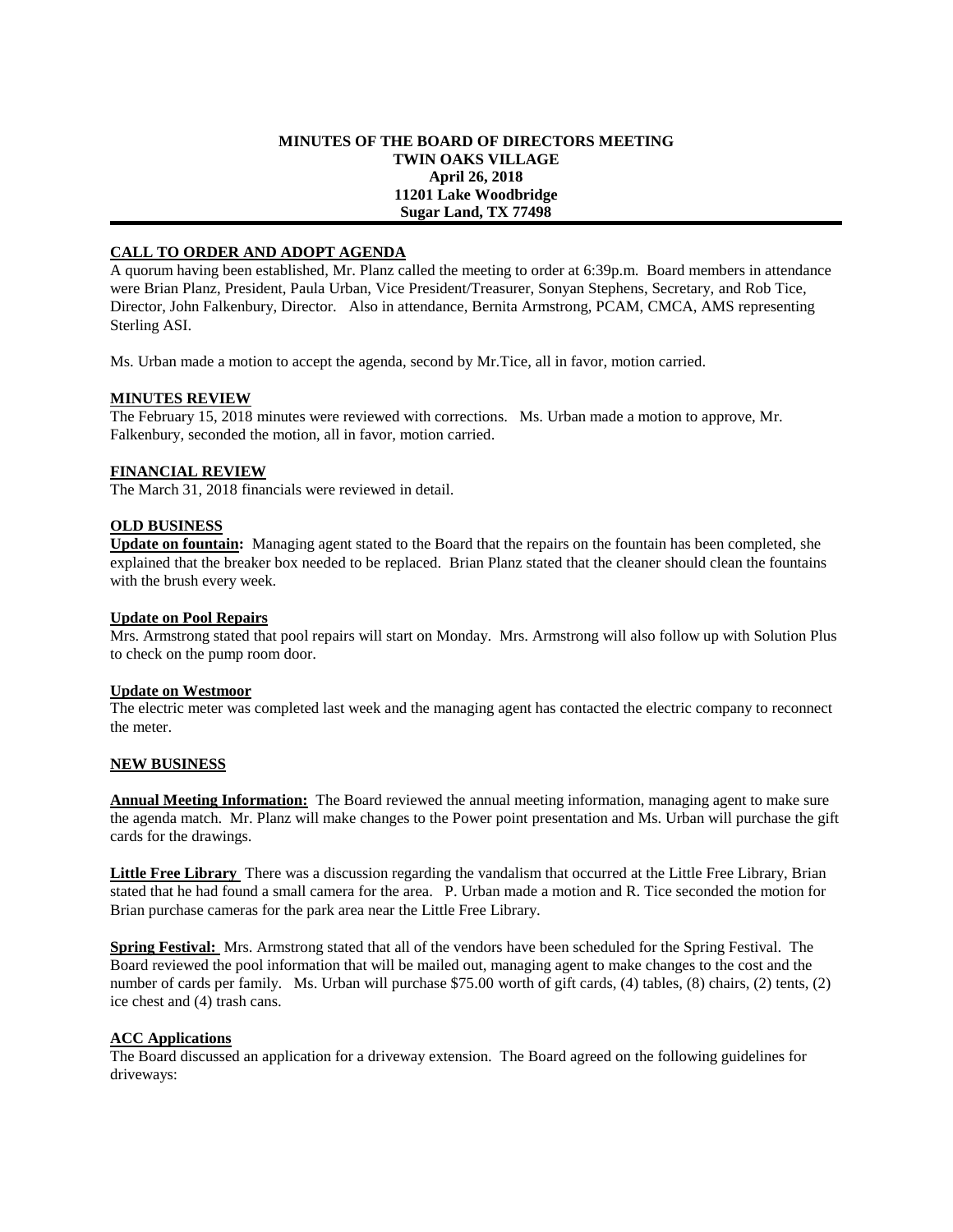**MINUTES OF THE BOARD OF DIRECTORS MEETING**
**TWIN OAKS VILLAGE**
**April 26, 2018**
**11201 Lake Woodbridge**
**Sugar Land, TX 77498**

---

## CALL TO ORDER AND ADOPT AGENDA

A quorum having been established, Mr. Planz called the meeting to order at 6:39p.m. Board members in attendance were Brian Planz, President, Paula Urban, Vice President/Treasurer, Sonyan Stephens, Secretary, and Rob Tice, Director, John Falkenbury, Director. Also in attendance, Bernita Armstrong, PCAM, CMCA, AMS representing Sterling ASI.

Ms. Urban made a motion to accept the agenda, second by Mr.Tice, all in favor, motion carried.

## MINUTES REVIEW

The February 15, 2018 minutes were reviewed with corrections. Ms. Urban made a motion to approve, Mr. Falkenbury, seconded the motion, all in favor, motion carried.

## FINANCIAL REVIEW

The March 31, 2018 financials were reviewed in detail.

## OLD BUSINESS

**Update on fountain:** Managing agent stated to the Board that the repairs on the fountain has been completed, she explained that the breaker box needed to be replaced. Brian Planz stated that the cleaner should clean the fountains with the brush every week.

**Update on Pool Repairs**

Mrs. Armstrong stated that pool repairs will start on Monday. Mrs. Armstrong will also follow up with Solution Plus to check on the pump room door.

**Update on Westmoor**

The electric meter was completed last week and the managing agent has contacted the electric company to reconnect the meter.

## NEW BUSINESS

**Annual Meeting Information:** The Board reviewed the annual meeting information, managing agent to make sure the agenda match. Mr. Planz will make changes to the Power point presentation and Ms. Urban will purchase the gift cards for the drawings.

**Little Free Library** There was a discussion regarding the vandalism that occurred at the Little Free Library, Brian stated that he had found a small camera for the area. P. Urban made a motion and R. Tice seconded the motion for Brian purchase cameras for the park area near the Little Free Library.

**Spring Festival:** Mrs. Armstrong stated that all of the vendors have been scheduled for the Spring Festival. The Board reviewed the pool information that will be mailed out, managing agent to make changes to the cost and the number of cards per family. Ms. Urban will purchase $75.00 worth of gift cards, (4) tables, (8) chairs, (2) tents, (2) ice chest and (4) trash cans.

**ACC Applications**

The Board discussed an application for a driveway extension. The Board agreed on the following guidelines for driveways: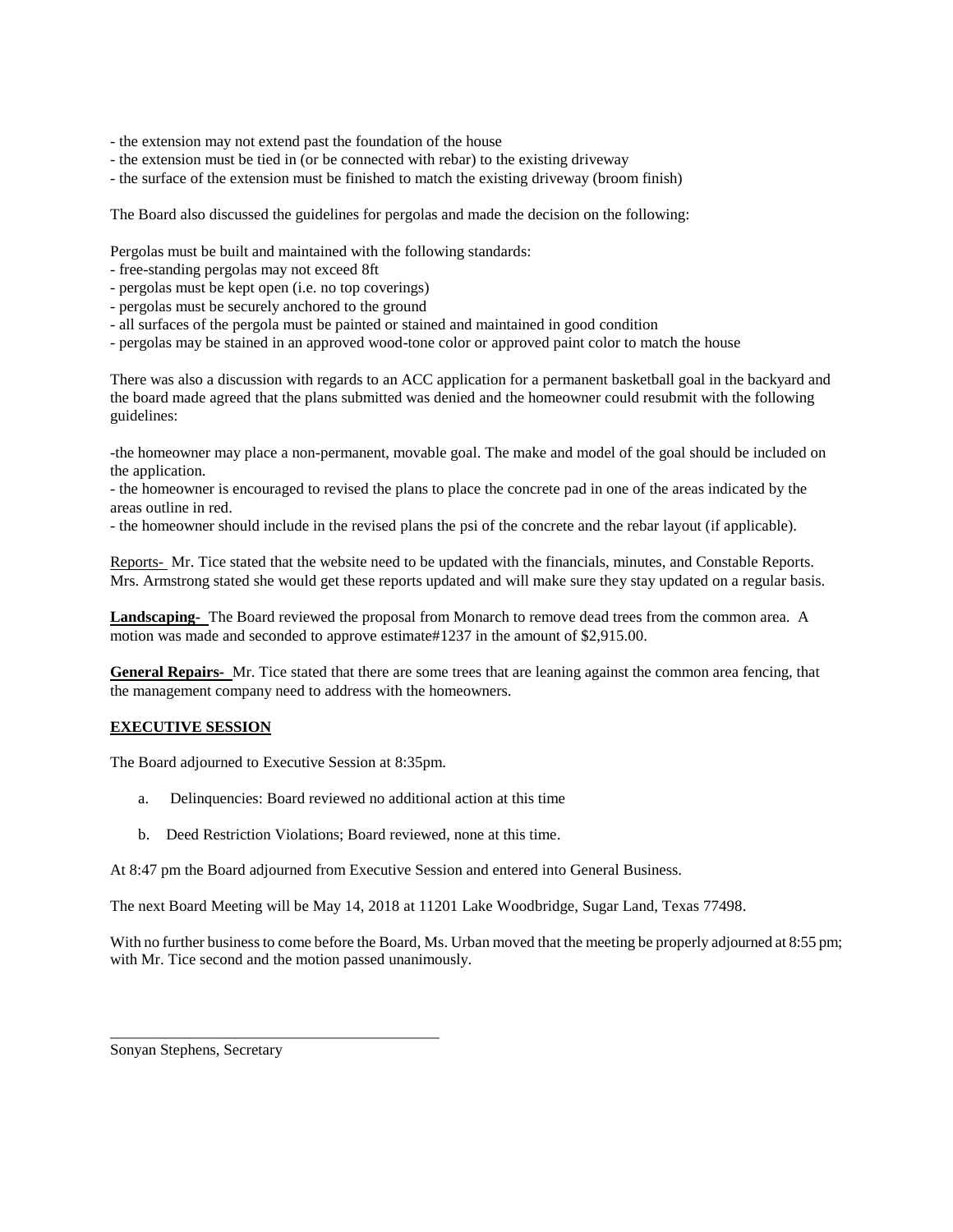- the extension may not extend past the foundation of the house
- the extension must be tied in (or be connected with rebar) to the existing driveway
- the surface of the extension must be finished to match the existing driveway (broom finish)

The Board also discussed the guidelines for pergolas and made the decision on the following:

Pergolas must be built and maintained with the following standards:
- free-standing pergolas may not exceed 8ft
- pergolas must be kept open (i.e. no top coverings)
- pergolas must be securely anchored to the ground
- all surfaces of the pergola must be painted or stained and maintained in good condition
- pergolas may be stained in an approved wood-tone color or approved paint color to match the house

There was also a discussion with regards to an ACC application for a permanent basketball goal in the backyard and the board made agreed that the plans submitted was denied and the homeowner could resubmit with the following guidelines:

-the homeowner may place a non-permanent, movable goal. The make and model of the goal should be included on the application.
- the homeowner is encouraged to revised the plans to place the concrete pad in one of the areas indicated by the areas outline in red.
- the homeowner should include in the revised plans the psi of the concrete and the rebar layout (if applicable).

Reports- Mr. Tice stated that the website need to be updated with the financials, minutes, and Constable Reports. Mrs. Armstrong stated she would get these reports updated and will make sure they stay updated on a regular basis.

**Landscaping-** The Board reviewed the proposal from Monarch to remove dead trees from the common area. A motion was made and seconded to approve estimate#1237 in the amount of $2,915.00.

**General Repairs-** Mr. Tice stated that there are some trees that are leaning against the common area fencing, that the management company need to address with the homeowners.

**EXECUTIVE SESSION**

The Board adjourned to Executive Session at 8:35pm.

a. Delinquencies: Board reviewed no additional action at this time

b. Deed Restriction Violations; Board reviewed, none at this time.

At 8:47 pm the Board adjourned from Executive Session and entered into General Business.

The next Board Meeting will be May 14, 2018 at 11201 Lake Woodbridge, Sugar Land, Texas 77498.

With no further business to come before the Board, Ms. Urban moved that the meeting be properly adjourned at 8:55 pm; with Mr. Tice second and the motion passed unanimously.

\_\_\_\_\_\_\_\_\_\_\_\_\_\_\_\_\_\_\_\_\_\_\_\_\_\_\_\_\_\_\_\_\_\_\_\_\_\_\_\_\_\_

Sonyan Stephens, Secretary